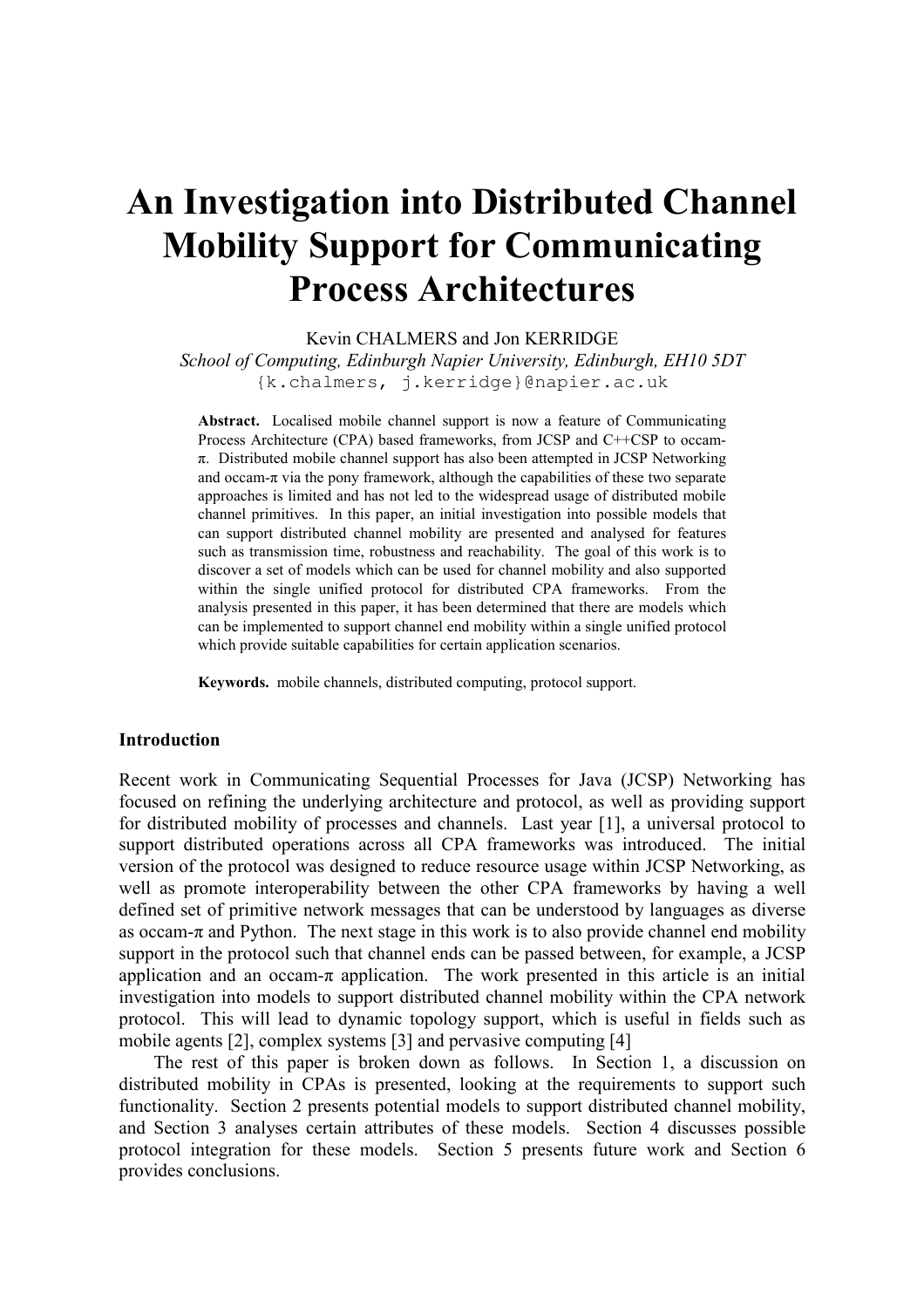# An Investigation into Distributed Channel Mobility Support for Communicating Process Architectures

Kevin CHALMERS and Jon KERRIDGE

*School of Computing, Edinburgh Napier University, Edinburgh, EH10 5DT*

{k.chalmers, j.kerridge}@napier.ac.uk

**Abstract.** Localised mobile channel support is now a feature of Communicating Process Architecture (CPA) based frameworks, from JCSP and C++CSP to occam-π. Distributed mobile channel support has also been attempted in JCSP Networking and occam-π via the pony framework, although the capabilities of these two separate approaches is limited and has not led to the widespread usage of distributed mobile channel primitives. In this paper, an initial investigation into possible models that can support distributed channel mobility are presented and analysed for features such as transmission time, robustness and reachability. The goal of this work is to discover a set of models which can be used for channel mobility and also supported within the single unified protocol for distributed CPA frameworks. From the analysis presented in this paper, it has been determined that there are models which can be implemented to support channel end mobility within a single unified protocol which provide suitable capabilities for certain application scenarios.

**Keywords.** mobile channels, distributed computing, protocol support.

## Introduction

Recent work in Communicating Sequential Processes for Java (JCSP) Networking has focused on refining the underlying architecture and protocol, as well as providing support for distributed mobility of processes and channels. Last year [1], a universal protocol to support distributed operations across all CPA frameworks was introduced. The initial version of the protocol was designed to reduce resource usage within JCSP Networking, as well as promote interoperability between the other CPA frameworks by having a well defined set of primitive network messages that can be understood by languages as diverse as occam-π and Python. The next stage in this work is to also provide channel end mobility support in the protocol such that channel ends can be passed between, for example, a JCSP application and an occam-π application. The work presented in this article is an initial investigation into models to support distributed channel mobility within the CPA network protocol. This will lead to dynamic topology support, which is useful in fields such as mobile agents [2], complex systems [3] and pervasive computing [4]

The rest of this paper is broken down as follows. In Section 1, a discussion on distributed mobility in CPAs is presented, looking at the requirements to support such functionality. Section 2 presents potential models to support distributed channel mobility, and Section 3 analyses certain attributes of these models. Section 4 discusses possible protocol integration for these models. Section 5 presents future work and Section 6 provides conclusions.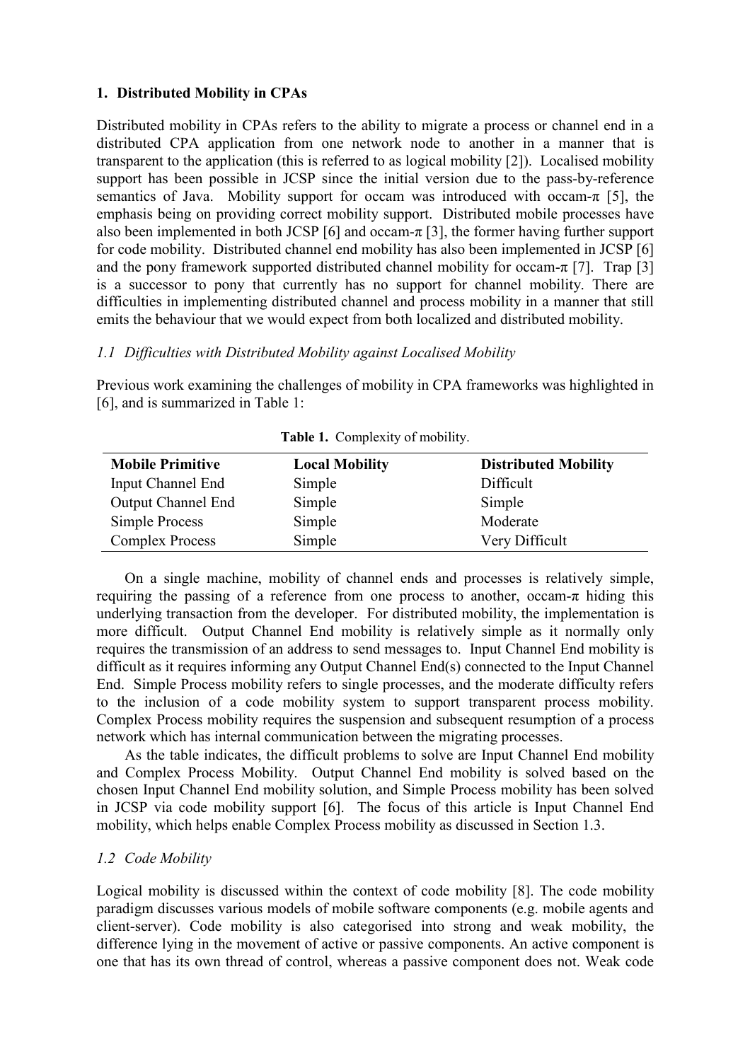## 1. Distributed Mobility in CPAs

Distributed mobility in CPAs refers to the ability to migrate a process or channel end in a distributed CPA application from one network node to another in a manner that is transparent to the application (this is referred to as logical mobility [2]). Localised mobility support has been possible in JCSP since the initial version due to the pass-by-reference semantics of Java. Mobility support for occam was introduced with occam-π [5], the emphasis being on providing correct mobility support. Distributed mobile processes have also been implemented in both JCSP [6] and occam-π [3], the former having further support for code mobility. Distributed channel end mobility has also been implemented in JCSP [6] and the pony framework supported distributed channel mobility for occam-π [7]. Trap [3] is a successor to pony that currently has no support for channel mobility. There are difficulties in implementing distributed channel and process mobility in a manner that still emits the behaviour that we would expect from both localized and distributed mobility.

### *1.1 Difficulties with Distributed Mobility against Localised Mobility*

Previous work examining the challenges of mobility in CPA frameworks was highlighted in [6], and is summarized in Table 1:

**Table 1.** Complexity of mobility.

| Mobile Primitive | Local Mobility | Distributed Mobility |
|---|---|---|
| Input Channel End | Simple | Difficult |
| Output Channel End | Simple | Simple |
| Simple Process | Simple | Moderate |
| Complex Process | Simple | Very Difficult |

On a single machine, mobility of channel ends and processes is relatively simple, requiring the passing of a reference from one process to another, occam-π hiding this underlying transaction from the developer. For distributed mobility, the implementation is more difficult. Output Channel End mobility is relatively simple as it normally only requires the transmission of an address to send messages to. Input Channel End mobility is difficult as it requires informing any Output Channel End(s) connected to the Input Channel End. Simple Process mobility refers to single processes, and the moderate difficulty refers to the inclusion of a code mobility system to support transparent process mobility. Complex Process mobility requires the suspension and subsequent resumption of a process network which has internal communication between the migrating processes.

As the table indicates, the difficult problems to solve are Input Channel End mobility and Complex Process Mobility. Output Channel End mobility is solved based on the chosen Input Channel End mobility solution, and Simple Process mobility has been solved in JCSP via code mobility support [6]. The focus of this article is Input Channel End mobility, which helps enable Complex Process mobility as discussed in Section 1.3.

### *1.2 Code Mobility*

Logical mobility is discussed within the context of code mobility [8]. The code mobility paradigm discusses various models of mobile software components (e.g. mobile agents and client-server). Code mobility is also categorised into strong and weak mobility, the difference lying in the movement of active or passive components. An active component is one that has its own thread of control, whereas a passive component does not. Weak code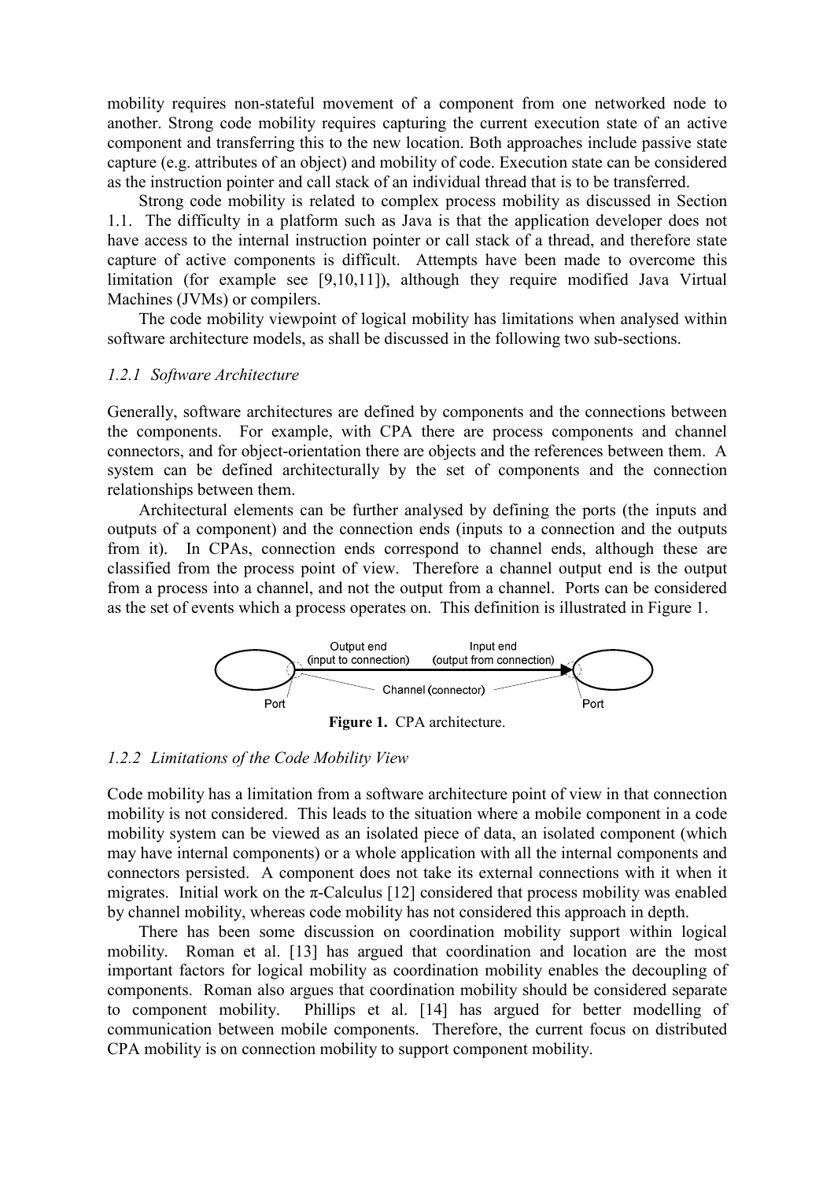mobility requires non-stateful movement of a component from one networked node to another. Strong code mobility requires capturing the current execution state of an active component and transferring this to the new location. Both approaches include passive state capture (e.g. attributes of an object) and mobility of code. Execution state can be considered as the instruction pointer and call stack of an individual thread that is to be transferred.

Strong code mobility is related to complex process mobility as discussed in Section 1.1. The difficulty in a platform such as Java is that the application developer does not have access to the internal instruction pointer or call stack of a thread, and therefore state capture of active components is difficult. Attempts have been made to overcome this limitation (for example see [9,10,11]), although they require modified Java Virtual Machines (JVMs) or compilers.

The code mobility viewpoint of logical mobility has limitations when analysed within software architecture models, as shall be discussed in the following two sub-sections.

### *1.2.1 Software Architecture*

Generally, software architectures are defined by components and the connections between the components. For example, with CPA there are process components and channel connectors, and for object-orientation there are objects and the references between them. A system can be defined architecturally by the set of components and the connection relationships between them.

Architectural elements can be further analysed by defining the ports (the inputs and outputs of a component) and the connection ends (inputs to a connection and the outputs from it). In CPAs, connection ends correspond to channel ends, although these are classified from the process point of view. Therefore a channel output end is the output from a process into a channel, and not the output from a channel. Ports can be considered as the set of events which a process operates on. This definition is illustrated in Figure 1.

Output end (input to connection)
Input end (output from connection)
Channel (connector)
Port
Port

**Figure 1.** CPA architecture.

### *1.2.2 Limitations of the Code Mobility View*

Code mobility has a limitation from a software architecture point of view in that connection mobility is not considered. This leads to the situation where a mobile component in a code mobility system can be viewed as an isolated piece of data, an isolated component (which may have internal components) or a whole application with all the internal components and connectors persisted. A component does not take its external connections with it when it migrates. Initial work on the π-Calculus [12] considered that process mobility was enabled by channel mobility, whereas code mobility has not considered this approach in depth.

There has been some discussion on coordination mobility support within logical mobility. Roman et al. [13] has argued that coordination and location are the most important factors for logical mobility as coordination mobility enables the decoupling of components. Roman also argues that coordination mobility should be considered separate to component mobility. Phillips et al. [14] has argued for better modelling of communication between mobile components. Therefore, the current focus on distributed CPA mobility is on connection mobility to support component mobility.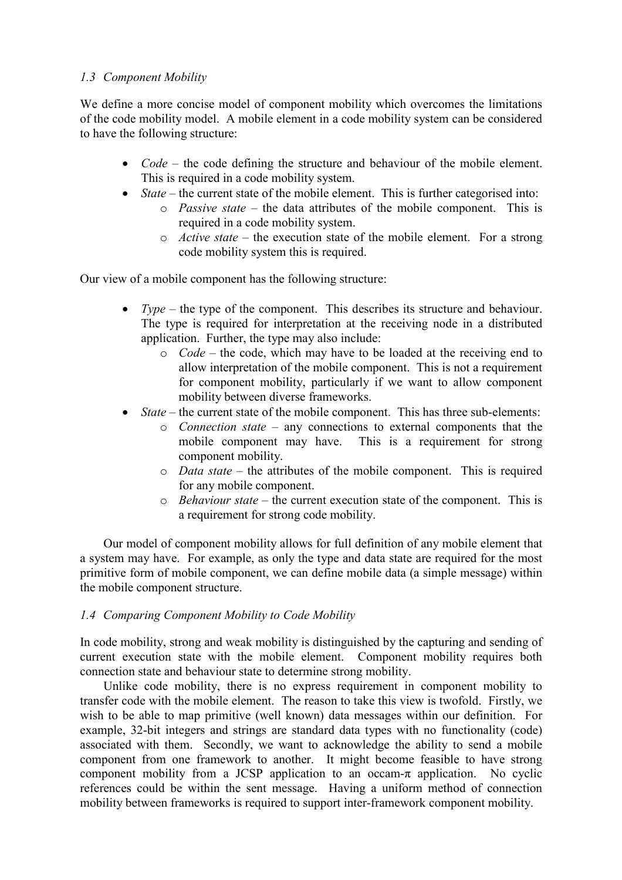### *1.3 Component Mobility*

We define a more concise model of component mobility which overcomes the limitations of the code mobility model. A mobile element in a code mobility system can be considered to have the following structure:

- *Code* – the code defining the structure and behaviour of the mobile element. This is required in a code mobility system.
- *State* – the current state of the mobile element. This is further categorised into:
    - *Passive state* – the data attributes of the mobile component. This is required in a code mobility system.
    - *Active state* – the execution state of the mobile element. For a strong code mobility system this is required.

Our view of a mobile component has the following structure:

- *Type* – the type of the component. This describes its structure and behaviour. The type is required for interpretation at the receiving node in a distributed application. Further, the type may also include:
    - *Code* – the code, which may have to be loaded at the receiving end to allow interpretation of the mobile component. This is not a requirement for component mobility, particularly if we want to allow component mobility between diverse frameworks.
- *State* – the current state of the mobile component. This has three sub-elements:
    - *Connection state* – any connections to external components that the mobile component may have. This is a requirement for strong component mobility.
    - *Data state* – the attributes of the mobile component. This is required for any mobile component.
    - *Behaviour state* – the current execution state of the component. This is a requirement for strong code mobility.

Our model of component mobility allows for full definition of any mobile element that a system may have. For example, as only the type and data state are required for the most primitive form of mobile component, we can define mobile data (a simple message) within the mobile component structure.

### *1.4 Comparing Component Mobility to Code Mobility*

In code mobility, strong and weak mobility is distinguished by the capturing and sending of current execution state with the mobile element. Component mobility requires both connection state and behaviour state to determine strong mobility.

Unlike code mobility, there is no express requirement in component mobility to transfer code with the mobile element. The reason to take this view is twofold. Firstly, we wish to be able to map primitive (well known) data messages within our definition. For example, 32-bit integers and strings are standard data types with no functionality (code) associated with them. Secondly, we want to acknowledge the ability to send a mobile component from one framework to another. It might become feasible to have strong component mobility from a JCSP application to an occam-π application. No cyclic references could be within the sent message. Having a uniform method of connection mobility between frameworks is required to support inter-framework component mobility.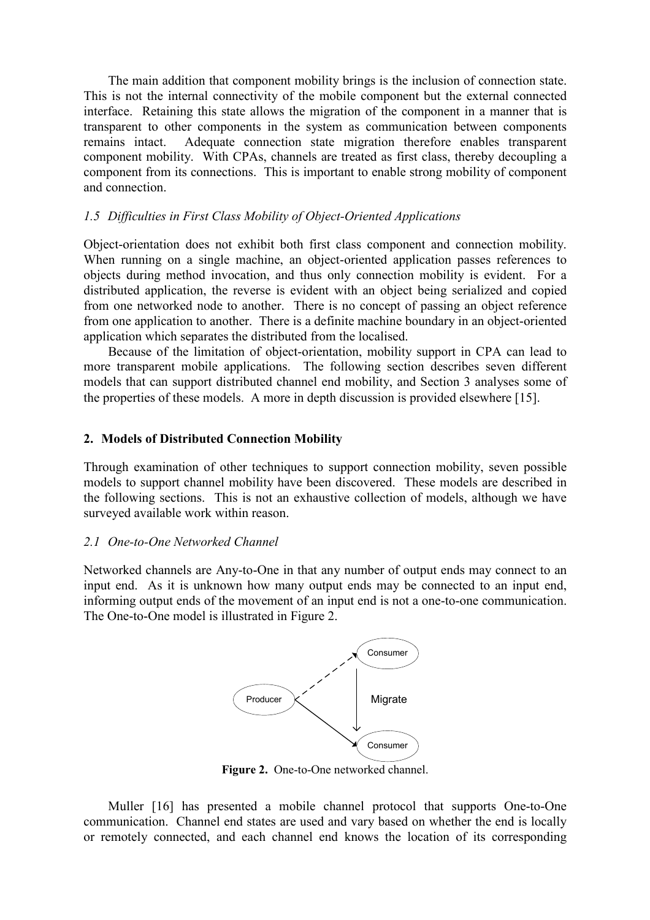The main addition that component mobility brings is the inclusion of connection state. This is not the internal connectivity of the mobile component but the external connected interface. Retaining this state allows the migration of the component in a manner that is transparent to other components in the system as communication between components remains intact. Adequate connection state migration therefore enables transparent component mobility. With CPAs, channels are treated as first class, thereby decoupling a component from its connections. This is important to enable strong mobility of component and connection.

### *1.5 Difficulties in First Class Mobility of Object-Oriented Applications*

Object-orientation does not exhibit both first class component and connection mobility. When running on a single machine, an object-oriented application passes references to objects during method invocation, and thus only connection mobility is evident. For a distributed application, the reverse is evident with an object being serialized and copied from one networked node to another. There is no concept of passing an object reference from one application to another. There is a definite machine boundary in an object-oriented application which separates the distributed from the localised.

Because of the limitation of object-orientation, mobility support in CPA can lead to more transparent mobile applications. The following section describes seven different models that can support distributed channel end mobility, and Section 3 analyses some of the properties of these models. A more in depth discussion is provided elsewhere [15].

## 2. Models of Distributed Connection Mobility

Through examination of other techniques to support connection mobility, seven possible models to support channel mobility have been discovered. These models are described in the following sections. This is not an exhaustive collection of models, although we have surveyed available work within reason.

### *2.1 One-to-One Networked Channel*

Networked channels are Any-to-One in that any number of output ends may connect to an input end. As it is unknown how many output ends may be connected to an input end, informing output ends of the movement of an input end is not a one-to-one communication. The One-to-One model is illustrated in Figure 2.

**Figure 2.** One-to-One networked channel.

Muller [16] has presented a mobile channel protocol that supports One-to-One communication. Channel end states are used and vary based on whether the end is locally or remotely connected, and each channel end knows the location of its corresponding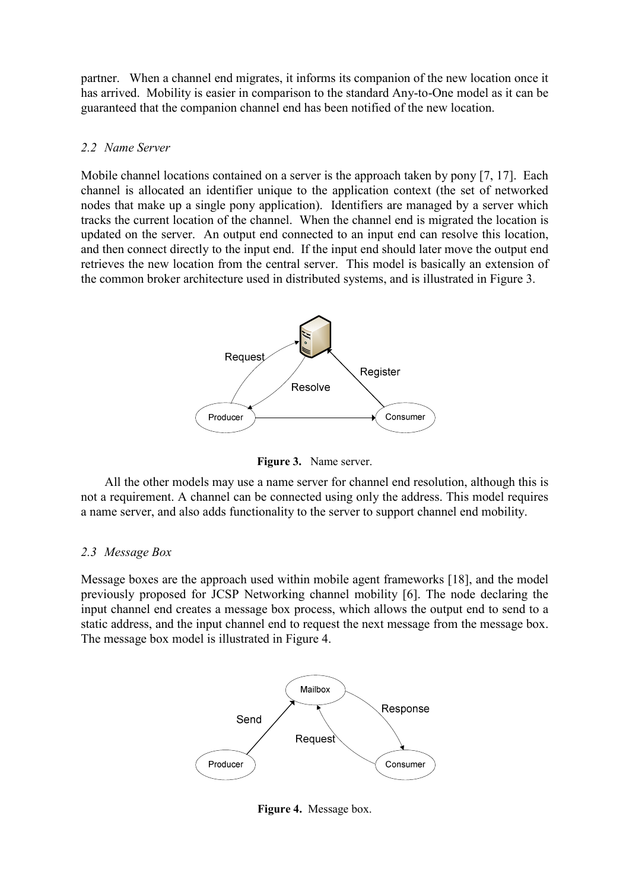partner. When a channel end migrates, it informs its companion of the new location once it has arrived. Mobility is easier in comparison to the standard Any-to-One model as it can be guaranteed that the companion channel end has been notified of the new location.

### *2.2 Name Server*

Mobile channel locations contained on a server is the approach taken by pony [7, 17]. Each channel is allocated an identifier unique to the application context (the set of networked nodes that make up a single pony application). Identifiers are managed by a server which tracks the current location of the channel. When the channel end is migrated the location is updated on the server. An output end connected to an input end can resolve this location, and then connect directly to the input end. If the input end should later move the output end retrieves the new location from the central server. This model is basically an extension of the common broker architecture used in distributed systems, and is illustrated in Figure 3.

**Figure 3.** Name server.

All the other models may use a name server for channel end resolution, although this is not a requirement. A channel can be connected using only the address. This model requires a name server, and also adds functionality to the server to support channel end mobility.

### *2.3 Message Box*

Message boxes are the approach used within mobile agent frameworks [18], and the model previously proposed for JCSP Networking channel mobility [6]. The node declaring the input channel end creates a message box process, which allows the output end to send to a static address, and the input channel end to request the next message from the message box. The message box model is illustrated in Figure 4.

**Figure 4.** Message box.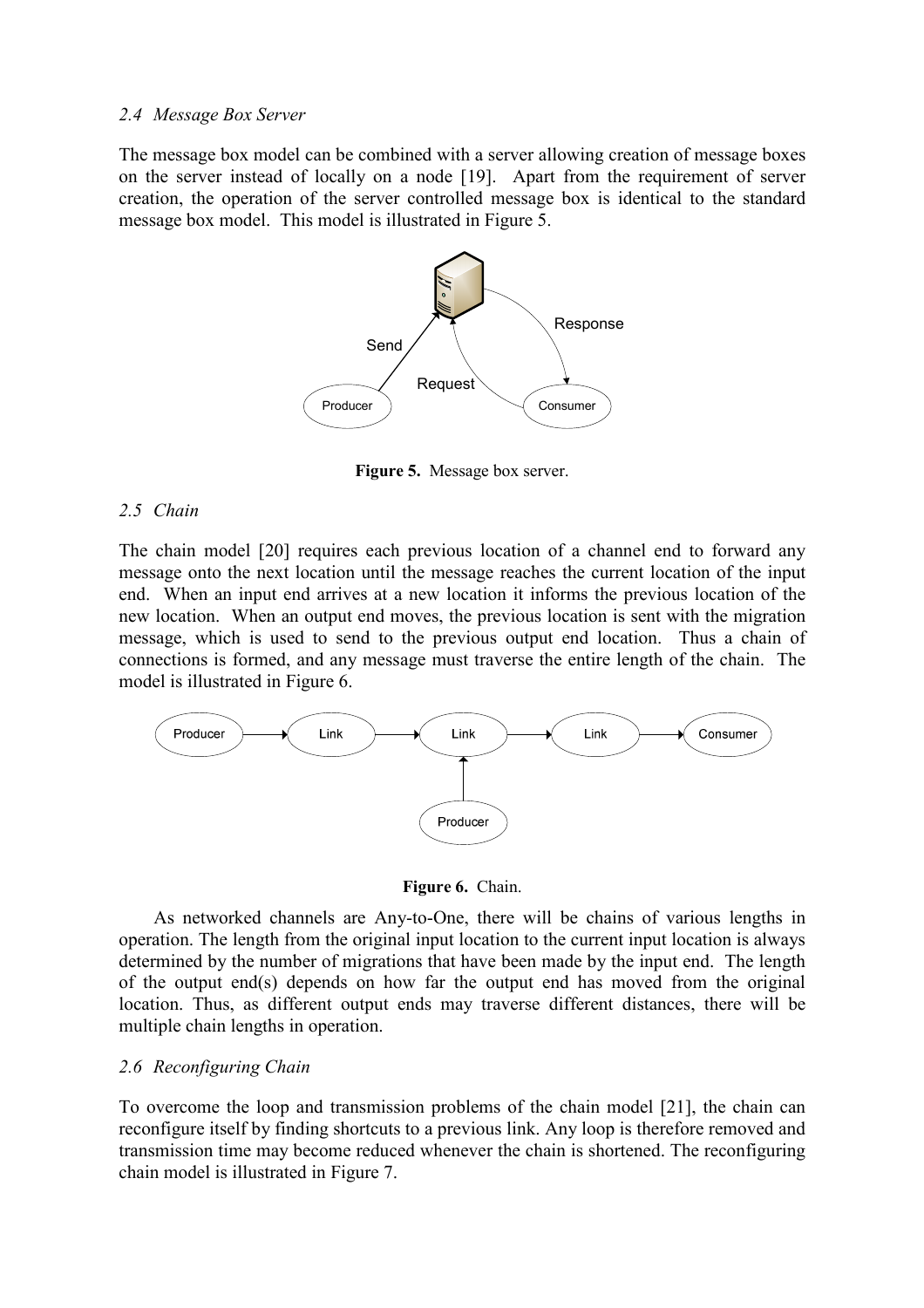### *2.4 Message Box Server*

The message box model can be combined with a server allowing creation of message boxes on the server instead of locally on a node [19]. Apart from the requirement of server creation, the operation of the server controlled message box is identical to the standard message box model. This model is illustrated in Figure 5.

**Figure 5.** Message box server.

### *2.5 Chain*

The chain model [20] requires each previous location of a channel end to forward any message onto the next location until the message reaches the current location of the input end. When an input end arrives at a new location it informs the previous location of the new location. When an output end moves, the previous location is sent with the migration message, which is used to send to the previous output end location. Thus a chain of connections is formed, and any message must traverse the entire length of the chain. The model is illustrated in Figure 6.

**Figure 6.** Chain.

As networked channels are Any-to-One, there will be chains of various lengths in operation. The length from the original input location to the current input location is always determined by the number of migrations that have been made by the input end. The length of the output end(s) depends on how far the output end has moved from the original location. Thus, as different output ends may traverse different distances, there will be multiple chain lengths in operation.

### *2.6 Reconfiguring Chain*

To overcome the loop and transmission problems of the chain model [21], the chain can reconfigure itself by finding shortcuts to a previous link. Any loop is therefore removed and transmission time may become reduced whenever the chain is shortened. The reconfiguring chain model is illustrated in Figure 7.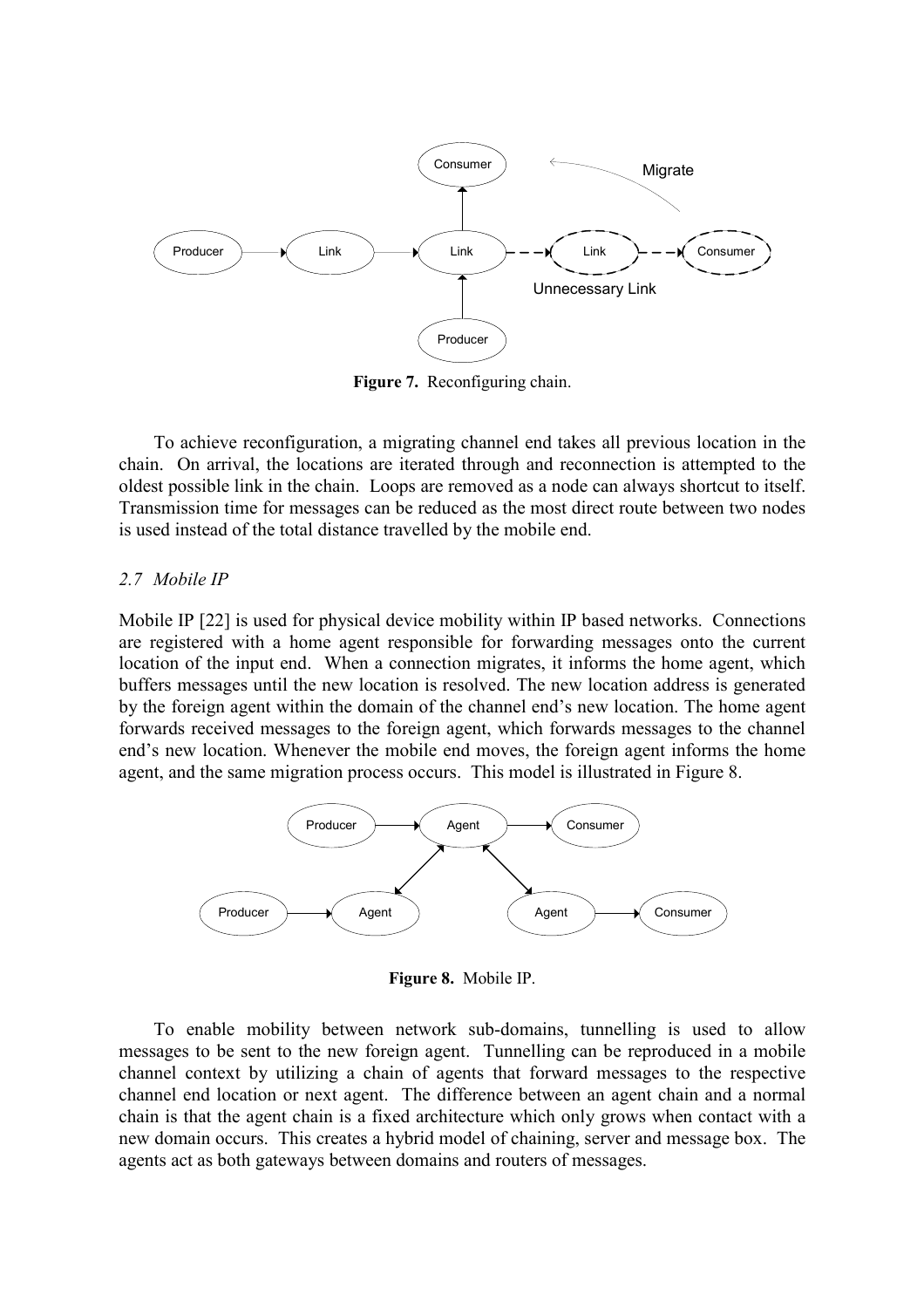**Figure 7.** Reconfiguring chain.

To achieve reconfiguration, a migrating channel end takes all previous location in the chain. On arrival, the locations are iterated through and reconnection is attempted to the oldest possible link in the chain. Loops are removed as a node can always shortcut to itself. Transmission time for messages can be reduced as the most direct route between two nodes is used instead of the total distance travelled by the mobile end.

### *2.7 Mobile IP*

Mobile IP [22] is used for physical device mobility within IP based networks. Connections are registered with a home agent responsible for forwarding messages onto the current location of the input end. When a connection migrates, it informs the home agent, which buffers messages until the new location is resolved. The new location address is generated by the foreign agent within the domain of the channel end's new location. The home agent forwards received messages to the foreign agent, which forwards messages to the channel end's new location. Whenever the mobile end moves, the foreign agent informs the home agent, and the same migration process occurs. This model is illustrated in Figure 8.

**Figure 8.** Mobile IP.

To enable mobility between network sub-domains, tunnelling is used to allow messages to be sent to the new foreign agent. Tunnelling can be reproduced in a mobile channel context by utilizing a chain of agents that forward messages to the respective channel end location or next agent. The difference between an agent chain and a normal chain is that the agent chain is a fixed architecture which only grows when contact with a new domain occurs. This creates a hybrid model of chaining, server and message box. The agents act as both gateways between domains and routers of messages.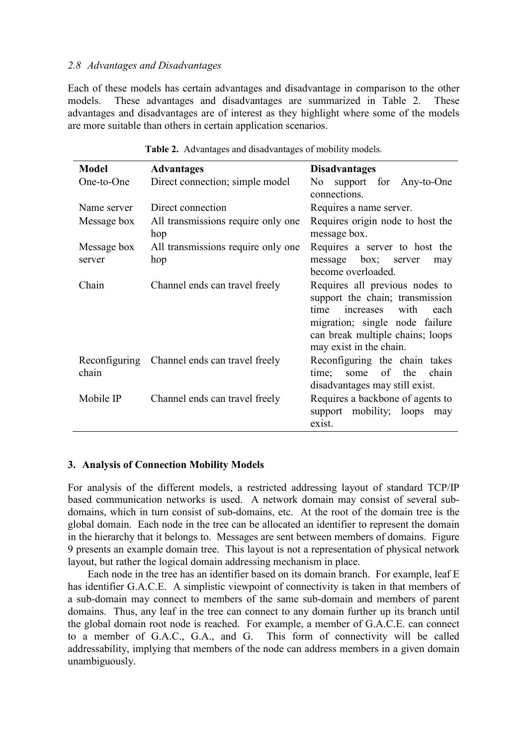### *2.8 Advantages and Disadvantages*

Each of these models has certain advantages and disadvantage in comparison to the other models. These advantages and disadvantages are summarized in Table 2. These advantages and disadvantages are of interest as they highlight where some of the models are more suitable than others in certain application scenarios.

**Table 2.** Advantages and disadvantages of mobility models.

| Model | Advantages | Disadvantages |
|---|---|---|
| One-to-One | Direct connection; simple model | No support for Any-to-One connections. |
| Name server | Direct connection | Requires a name server. |
| Message box | All transmissions require only one hop | Requires origin node to host the message box. |
| Message box server | All transmissions require only one hop | Requires a server to host the message box; server may become overloaded. |
| Chain | Channel ends can travel freely | Requires all previous nodes to support the chain; transmission time increases with each migration; single node failure can break multiple chains; loops may exist in the chain. |
| Reconfiguring chain | Channel ends can travel freely | Reconfiguring the chain takes time; some of the chain disadvantages may still exist. |
| Mobile IP | Channel ends can travel freely | Requires a backbone of agents to support mobility; loops may exist. |

## 3. Analysis of Connection Mobility Models

For analysis of the different models, a restricted addressing layout of standard TCP/IP based communication networks is used. A network domain may consist of several sub-domains, which in turn consist of sub-domains, etc. At the root of the domain tree is the global domain. Each node in the tree can be allocated an identifier to represent the domain in the hierarchy that it belongs to. Messages are sent between members of domains. Figure 9 presents an example domain tree. This layout is not a representation of physical network layout, but rather the logical domain addressing mechanism in place.

Each node in the tree has an identifier based on its domain branch. For example, leaf E has identifier G.A.C.E. A simplistic viewpoint of connectivity is taken in that members of a sub-domain may connect to members of the same sub-domain and members of parent domains. Thus, any leaf in the tree can connect to any domain further up its branch until the global domain root node is reached. For example, a member of G.A.C.E. can connect to a member of G.A.C., G.A., and G. This form of connectivity will be called addressability, implying that members of the node can address members in a given domain unambiguously.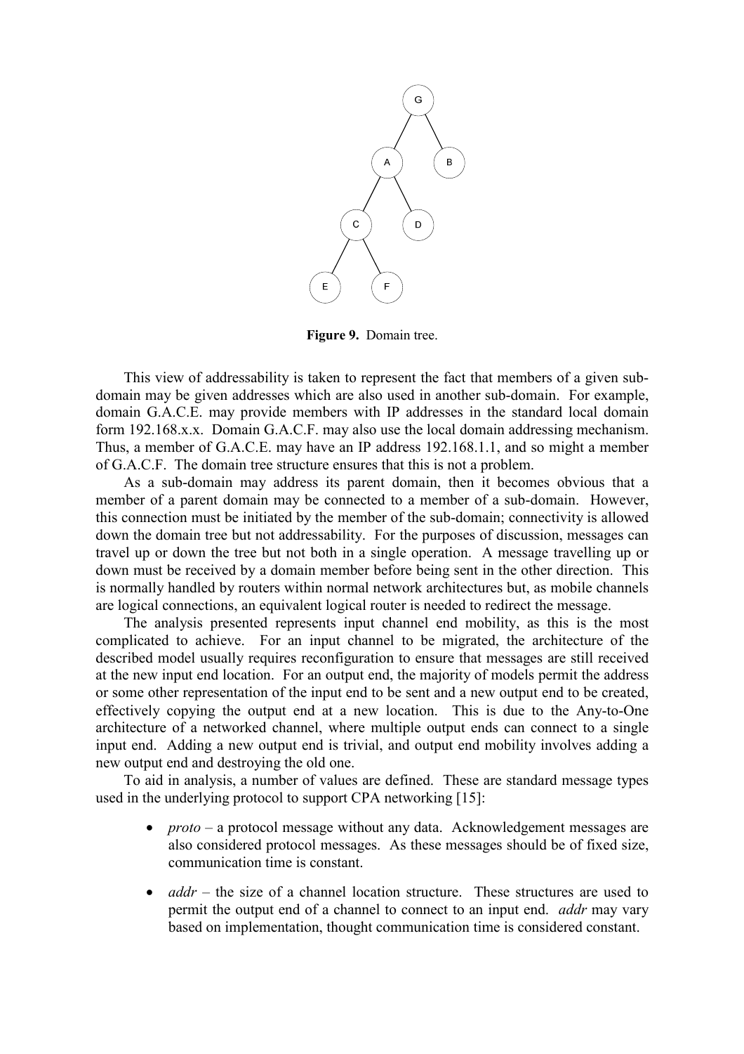**Figure 9.** Domain tree.

This view of addressability is taken to represent the fact that members of a given sub-domain may be given addresses which are also used in another sub-domain. For example, domain G.A.C.E. may provide members with IP addresses in the standard local domain form 192.168.x.x. Domain G.A.C.F. may also use the local domain addressing mechanism. Thus, a member of G.A.C.E. may have an IP address 192.168.1.1, and so might a member of G.A.C.F. The domain tree structure ensures that this is not a problem.

As a sub-domain may address its parent domain, then it becomes obvious that a member of a parent domain may be connected to a member of a sub-domain. However, this connection must be initiated by the member of the sub-domain; connectivity is allowed down the domain tree but not addressability. For the purposes of discussion, messages can travel up or down the tree but not both in a single operation. A message travelling up or down must be received by a domain member before being sent in the other direction. This is normally handled by routers within normal network architectures but, as mobile channels are logical connections, an equivalent logical router is needed to redirect the message.

The analysis presented represents input channel end mobility, as this is the most complicated to achieve. For an input channel to be migrated, the architecture of the described model usually requires reconfiguration to ensure that messages are still received at the new input end location. For an output end, the majority of models permit the address or some other representation of the input end to be sent and a new output end to be created, effectively copying the output end at a new location. This is due to the Any-to-One architecture of a networked channel, where multiple output ends can connect to a single input end. Adding a new output end is trivial, and output end mobility involves adding a new output end and destroying the old one.

To aid in analysis, a number of values are defined. These are standard message types used in the underlying protocol to support CPA networking [15]:

- *proto* – a protocol message without any data. Acknowledgement messages are also considered protocol messages. As these messages should be of fixed size, communication time is constant.
- *addr* – the size of a channel location structure. These structures are used to permit the output end of a channel to connect to an input end. *addr* may vary based on implementation, thought communication time is considered constant.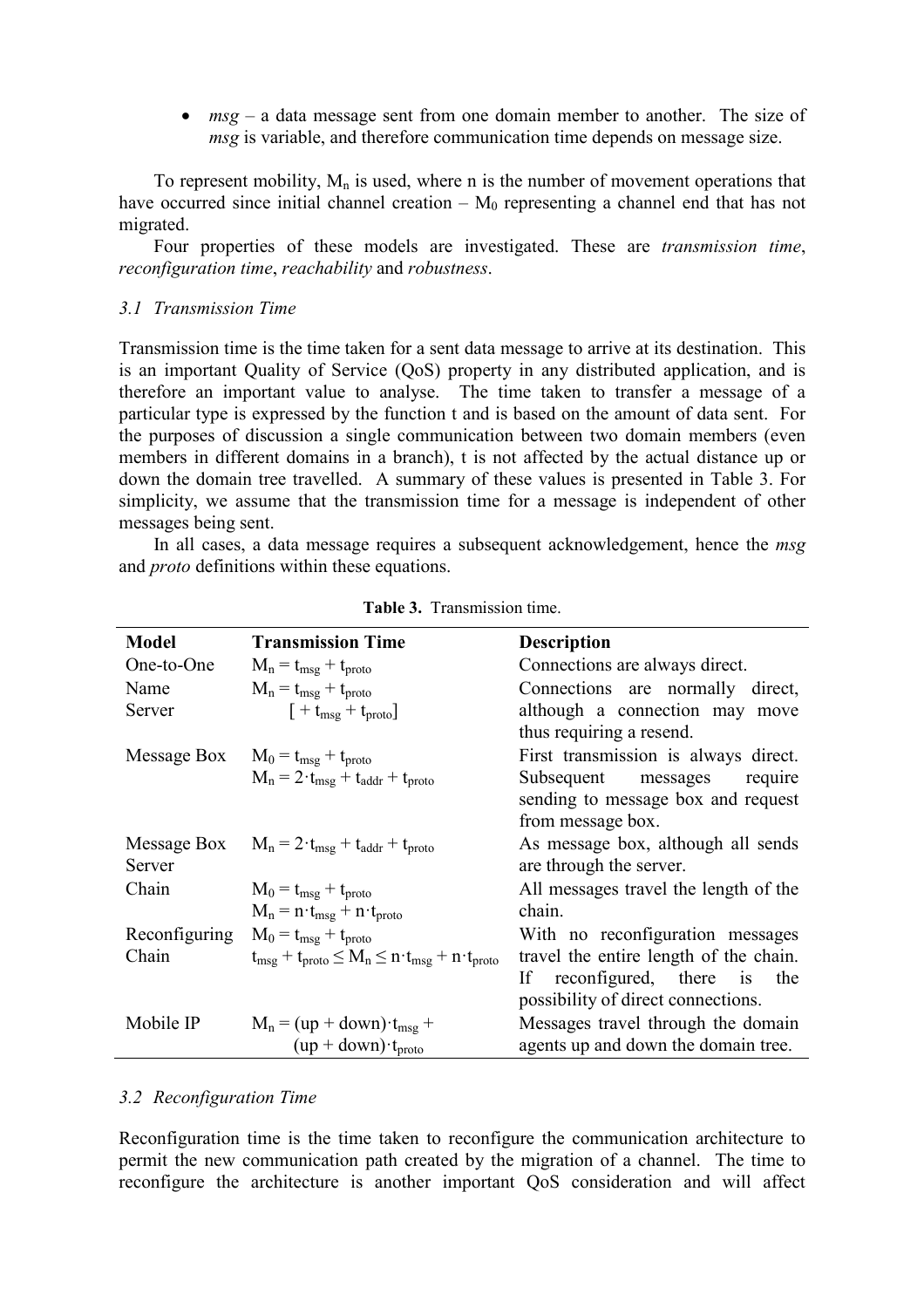- *msg* – a data message sent from one domain member to another. The size of *msg* is variable, and therefore communication time depends on message size.

To represent mobility, $M_n$ is used, where n is the number of movement operations that have occurred since initial channel creation – $M_0$ representing a channel end that has not migrated.

Four properties of these models are investigated. These are *transmission time*, *reconfiguration time*, *reachability* and *robustness*.

### *3.1 Transmission Time*

Transmission time is the time taken for a sent data message to arrive at its destination. This is an important Quality of Service (QoS) property in any distributed application, and is therefore an important value to analyse. The time taken to transfer a message of a particular type is expressed by the function t and is based on the amount of data sent. For the purposes of discussion a single communication between two domain members (even members in different domains in a branch), t is not affected by the actual distance up or down the domain tree travelled. A summary of these values is presented in Table 3. For simplicity, we assume that the transmission time for a message is independent of other messages being sent.

In all cases, a data message requires a subsequent acknowledgement, hence the *msg* and *proto* definitions within these equations.

**Table 3.** Transmission time.

| **Model** | **Transmission Time** | **Description** |
|---|---|---|
| One-to-One | $M_n = t_{msg} + t_{proto}$ | Connections are always direct. |
| Name Server | $M_n = t_{msg} + t_{proto}$ $[ + t_{msg} + t_{proto}]$ | Connections are normally direct, although a connection may move thus requiring a resend. |
| Message Box | $M_0 = t_{msg} + t_{proto}$ $M_n = 2 \cdot t_{msg} + t_{addr} + t_{proto}$ | First transmission is always direct. Subsequent messages require sending to message box and request from message box. |
| Message Box Server | $M_n = 2 \cdot t_{msg} + t_{addr} + t_{proto}$ | As message box, although all sends are through the server. |
| Chain | $M_0 = t_{msg} + t_{proto}$ $M_n = n \cdot t_{msg} + n \cdot t_{proto}$ | All messages travel the length of the chain. |
| Reconfiguring Chain | $M_0 = t_{msg} + t_{proto}$ $t_{msg} + t_{proto} \leq M_n \leq n \cdot t_{msg} + n \cdot t_{proto}$ | With no reconfiguration messages travel the entire length of the chain. If reconfigured, there is the possibility of direct connections. |
| Mobile IP | $M_n = (up + down) \cdot t_{msg} + (up + down) \cdot t_{proto}$ | Messages travel through the domain agents up and down the domain tree. |

### *3.2 Reconfiguration Time*

Reconfiguration time is the time taken to reconfigure the communication architecture to permit the new communication path created by the migration of a channel. The time to reconfigure the architecture is another important QoS consideration and will affect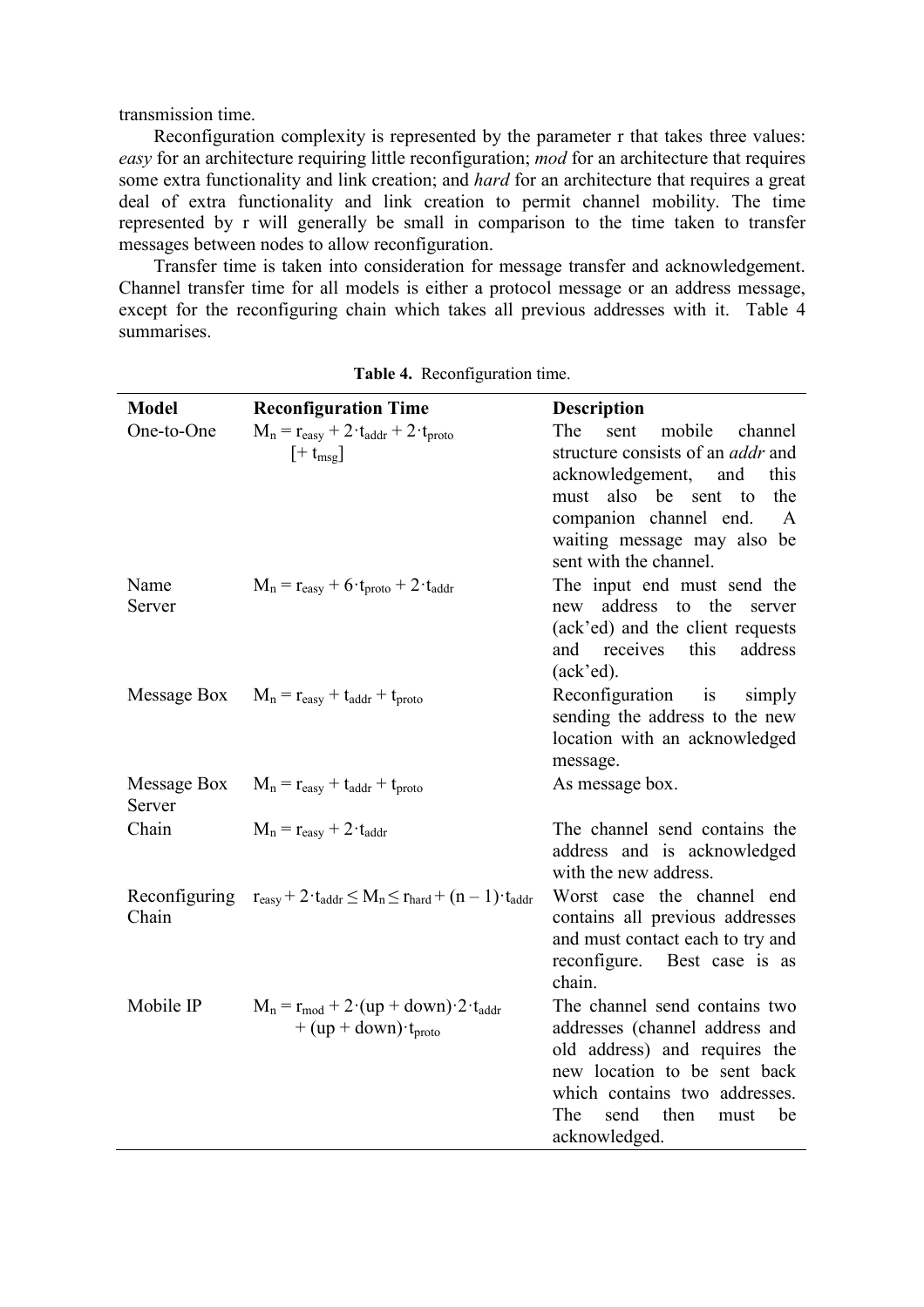transmission time.

Reconfiguration complexity is represented by the parameter r that takes three values: *easy* for an architecture requiring little reconfiguration; *mod* for an architecture that requires some extra functionality and link creation; and *hard* for an architecture that requires a great deal of extra functionality and link creation to permit channel mobility. The time represented by r will generally be small in comparison to the time taken to transfer messages between nodes to allow reconfiguration.

Transfer time is taken into consideration for message transfer and acknowledgement. Channel transfer time for all models is either a protocol message or an address message, except for the reconfiguring chain which takes all previous addresses with it. Table 4 summarises.

**Table 4.** Reconfiguration time.

| Model | Reconfiguration Time | Description |
|---|---|---|
| One-to-One | $M_n = r_{easy} + 2 \cdot t_{addr} + 2 \cdot t_{proto}$ $[+ t_{msg}]$ | The sent mobile channel structure consists of an *addr* and acknowledgement, and this must also be sent to the companion channel end. A waiting message may also be sent with the channel. |
| Name Server | $M_n = r_{easy} + 6 \cdot t_{proto} + 2 \cdot t_{addr}$ | The input end must send the new address to the server (ack'ed) and the client requests and receives this address (ack'ed). |
| Message Box | $M_n = r_{easy} + t_{addr} + t_{proto}$ | Reconfiguration is simply sending the address to the new location with an acknowledged message. |
| Message Box Server | $M_n = r_{easy} + t_{addr} + t_{proto}$ | As message box. |
| Chain | $M_n = r_{easy} + 2 \cdot t_{addr}$ | The channel send contains the address and is acknowledged with the new address. |
| Reconfiguring Chain | $r_{easy} + 2 \cdot t_{addr} \leq M_n \leq r_{hard} + (n - 1) \cdot t_{addr}$ | Worst case the channel end contains all previous addresses and must contact each to try and reconfigure. Best case is as chain. |
| Mobile IP | $M_n = r_{mod} + 2 \cdot (up + down) \cdot 2 \cdot t_{addr} + (up + down) \cdot t_{proto}$ | The channel send contains two addresses (channel address and old address) and requires the new location to be sent back which contains two addresses. The send then must be acknowledged. |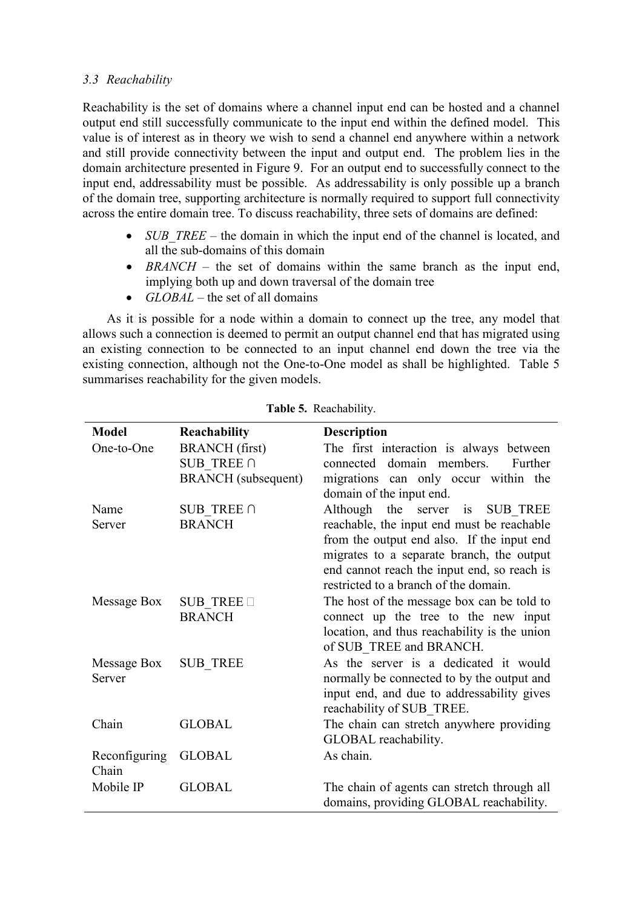### 3.3 Reachability

Reachability is the set of domains where a channel input end can be hosted and a channel output end still successfully communicate to the input end within the defined model. This value is of interest as in theory we wish to send a channel end anywhere within a network and still provide connectivity between the input and output end. The problem lies in the domain architecture presented in Figure 9. For an output end to successfully connect to the input end, addressability must be possible. As addressability is only possible up a branch of the domain tree, supporting architecture is normally required to support full connectivity across the entire domain tree. To discuss reachability, three sets of domains are defined:

- *SUB_TREE* – the domain in which the input end of the channel is located, and all the sub-domains of this domain
- *BRANCH* – the set of domains within the same branch as the input end, implying both up and down traversal of the domain tree
- *GLOBAL* – the set of all domains

As it is possible for a node within a domain to connect up the tree, any model that allows such a connection is deemed to permit an output channel end that has migrated using an existing connection to be connected to an input channel end down the tree via the existing connection, although not the One-to-One model as shall be highlighted. Table 5 summarises reachability for the given models.

**Table 5.** Reachability.

| Model | Reachability | Description |
|---|---|---|
| One-to-One | BRANCH (first) SUB_TREE ∩ BRANCH (subsequent) | The first interaction is always between connected domain members. Further migrations can only occur within the domain of the input end. |
| Name Server | SUB_TREE ∩ BRANCH | Although the server is SUB_TREE reachable, the input end must be reachable from the output end also. If the input end migrates to a separate branch, the output end cannot reach the input end, so reach is restricted to a branch of the domain. |
| Message Box | SUB_TREE ∪ BRANCH | The host of the message box can be told to connect up the tree to the new input location, and thus reachability is the union of SUB_TREE and BRANCH. |
| Message Box Server | SUB_TREE | As the server is a dedicated it would normally be connected to by the output and input end, and due to addressability gives reachability of SUB_TREE. |
| Chain | GLOBAL | The chain can stretch anywhere providing GLOBAL reachability. |
| Reconfiguring Chain | GLOBAL | As chain. |
| Mobile IP | GLOBAL | The chain of agents can stretch through all domains, providing GLOBAL reachability. |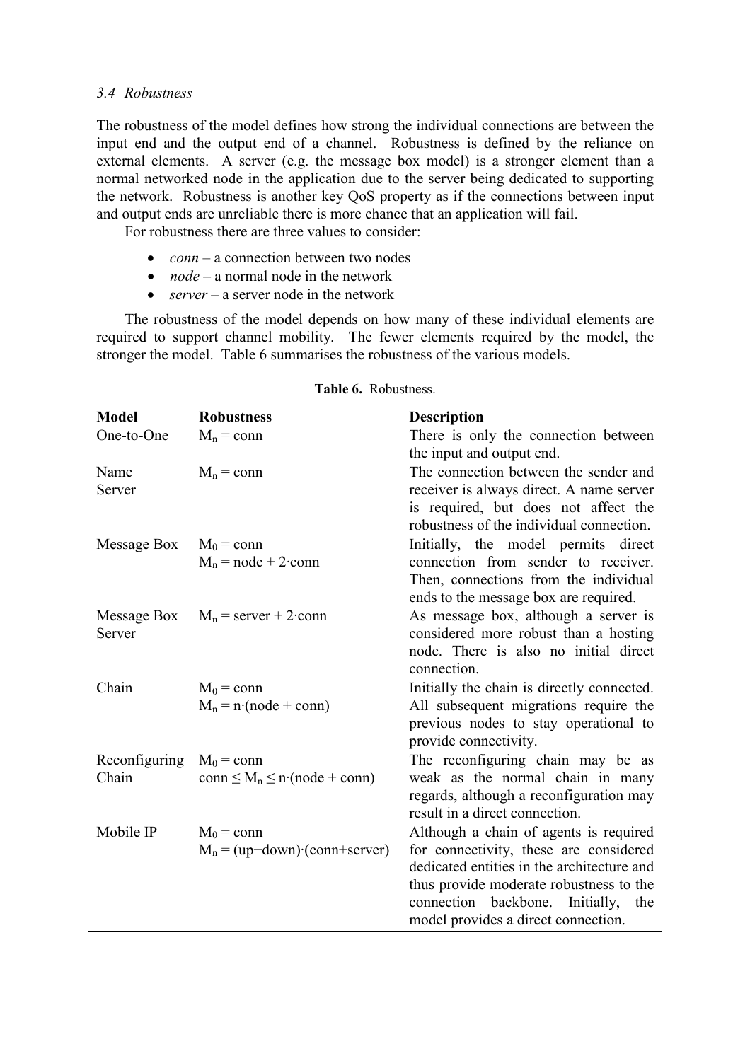### *3.4 Robustness*

The robustness of the model defines how strong the individual connections are between the input end and the output end of a channel. Robustness is defined by the reliance on external elements. A server (e.g. the message box model) is a stronger element than a normal networked node in the application due to the server being dedicated to supporting the network. Robustness is another key QoS property as if the connections between input and output ends are unreliable there is more chance that an application will fail.

For robustness there are three values to consider:

- *conn* – a connection between two nodes
- *node* – a normal node in the network
- *server* – a server node in the network

The robustness of the model depends on how many of these individual elements are required to support channel mobility. The fewer elements required by the model, the stronger the model. Table 6 summarises the robustness of the various models.

**Table 6.** Robustness.

| Model | Robustness | Description |
|---|---|---|
| One-to-One | $M_n = \text{conn}$ | There is only the connection between the input and output end. |
| Name Server | $M_n = \text{conn}$ | The connection between the sender and receiver is always direct. A name server is required, but does not affect the robustness of the individual connection. |
| Message Box | $M_0 = \text{conn}$<br>$M_n = \text{node} + 2\cdot\text{conn}$ | Initially, the model permits direct connection from sender to receiver. Then, connections from the individual ends to the message box are required. |
| Message Box Server | $M_n = \text{server} + 2\cdot\text{conn}$ | As message box, although a server is considered more robust than a hosting node. There is also no initial direct connection. |
| Chain | $M_0 = \text{conn}$<br>$M_n = n\cdot(\text{node} + \text{conn})$ | Initially the chain is directly connected. All subsequent migrations require the previous nodes to stay operational to provide connectivity. |
| Reconfiguring Chain | $M_0 = \text{conn}$<br>$\text{conn} \leq M_n \leq n\cdot(\text{node} + \text{conn})$ | The reconfiguring chain may be as weak as the normal chain in many regards, although a reconfiguration may result in a direct connection. |
| Mobile IP | $M_0 = \text{conn}$<br>$M_n = (\text{up}+\text{down})\cdot(\text{conn}+\text{server})$ | Although a chain of agents is required for connectivity, these are considered dedicated entities in the architecture and thus provide moderate robustness to the connection backbone. Initially, the model provides a direct connection. |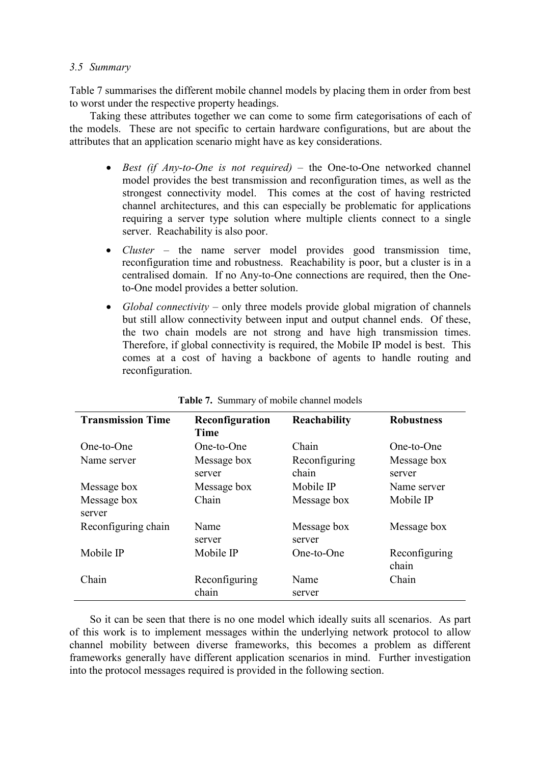### 3.5 Summary

Table 7 summarises the different mobile channel models by placing them in order from best to worst under the respective property headings.

Taking these attributes together we can come to some firm categorisations of each of the models. These are not specific to certain hardware configurations, but are about the attributes that an application scenario might have as key considerations.

- *Best (if Any-to-One is not required)* – the One-to-One networked channel model provides the best transmission and reconfiguration times, as well as the strongest connectivity model. This comes at the cost of having restricted channel architectures, and this can especially be problematic for applications requiring a server type solution where multiple clients connect to a single server. Reachability is also poor.
- *Cluster* – the name server model provides good transmission time, reconfiguration time and robustness. Reachability is poor, but a cluster is in a centralised domain. If no Any-to-One connections are required, then the One-to-One model provides a better solution.
- *Global connectivity* – only three models provide global migration of channels but still allow connectivity between input and output channel ends. Of these, the two chain models are not strong and have high transmission times. Therefore, if global connectivity is required, the Mobile IP model is best. This comes at a cost of having a backbone of agents to handle routing and reconfiguration.

**Table 7.** Summary of mobile channel models

| Transmission Time | Reconfiguration Time | Reachability | Robustness |
|---|---|---|---|
| One-to-One | One-to-One | Chain | One-to-One |
| Name server | Message box server | Reconfiguring chain | Message box server |
| Message box | Message box | Mobile IP | Name server |
| Message box server | Chain | Message box | Mobile IP |
| Reconfiguring chain | Name server | Message box server | Message box |
| Mobile IP | Mobile IP | One-to-One | Reconfiguring chain |
| Chain | Reconfiguring chain | Name server | Chain |

So it can be seen that there is no one model which ideally suits all scenarios. As part of this work is to implement messages within the underlying network protocol to allow channel mobility between diverse frameworks, this becomes a problem as different frameworks generally have different application scenarios in mind. Further investigation into the protocol messages required is provided in the following section.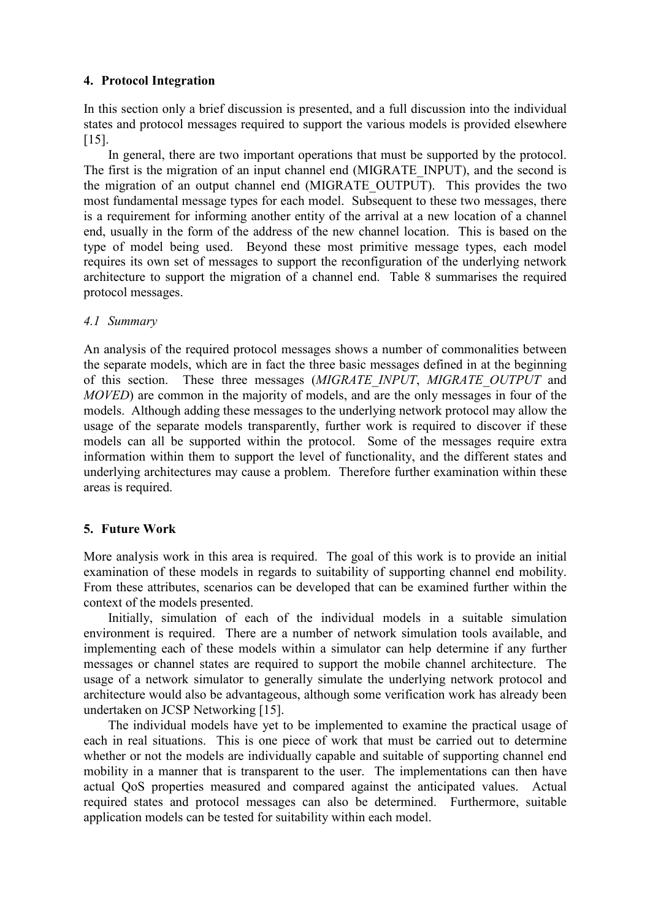## 4. Protocol Integration

In this section only a brief discussion is presented, and a full discussion into the individual states and protocol messages required to support the various models is provided elsewhere [15].

In general, there are two important operations that must be supported by the protocol. The first is the migration of an input channel end (MIGRATE_INPUT), and the second is the migration of an output channel end (MIGRATE_OUTPUT). This provides the two most fundamental message types for each model. Subsequent to these two messages, there is a requirement for informing another entity of the arrival at a new location of a channel end, usually in the form of the address of the new channel location. This is based on the type of model being used. Beyond these most primitive message types, each model requires its own set of messages to support the reconfiguration of the underlying network architecture to support the migration of a channel end. Table 8 summarises the required protocol messages.

### *4.1 Summary*

An analysis of the required protocol messages shows a number of commonalities between the separate models, which are in fact the three basic messages defined in at the beginning of this section. These three messages (*MIGRATE_INPUT*, *MIGRATE_OUTPUT* and *MOVED*) are common in the majority of models, and are the only messages in four of the models. Although adding these messages to the underlying network protocol may allow the usage of the separate models transparently, further work is required to discover if these models can all be supported within the protocol. Some of the messages require extra information within them to support the level of functionality, and the different states and underlying architectures may cause a problem. Therefore further examination within these areas is required.

## 5. Future Work

More analysis work in this area is required. The goal of this work is to provide an initial examination of these models in regards to suitability of supporting channel end mobility. From these attributes, scenarios can be developed that can be examined further within the context of the models presented.

Initially, simulation of each of the individual models in a suitable simulation environment is required. There are a number of network simulation tools available, and implementing each of these models within a simulator can help determine if any further messages or channel states are required to support the mobile channel architecture. The usage of a network simulator to generally simulate the underlying network protocol and architecture would also be advantageous, although some verification work has already been undertaken on JCSP Networking [15].

The individual models have yet to be implemented to examine the practical usage of each in real situations. This is one piece of work that must be carried out to determine whether or not the models are individually capable and suitable of supporting channel end mobility in a manner that is transparent to the user. The implementations can then have actual QoS properties measured and compared against the anticipated values. Actual required states and protocol messages can also be determined. Furthermore, suitable application models can be tested for suitability within each model.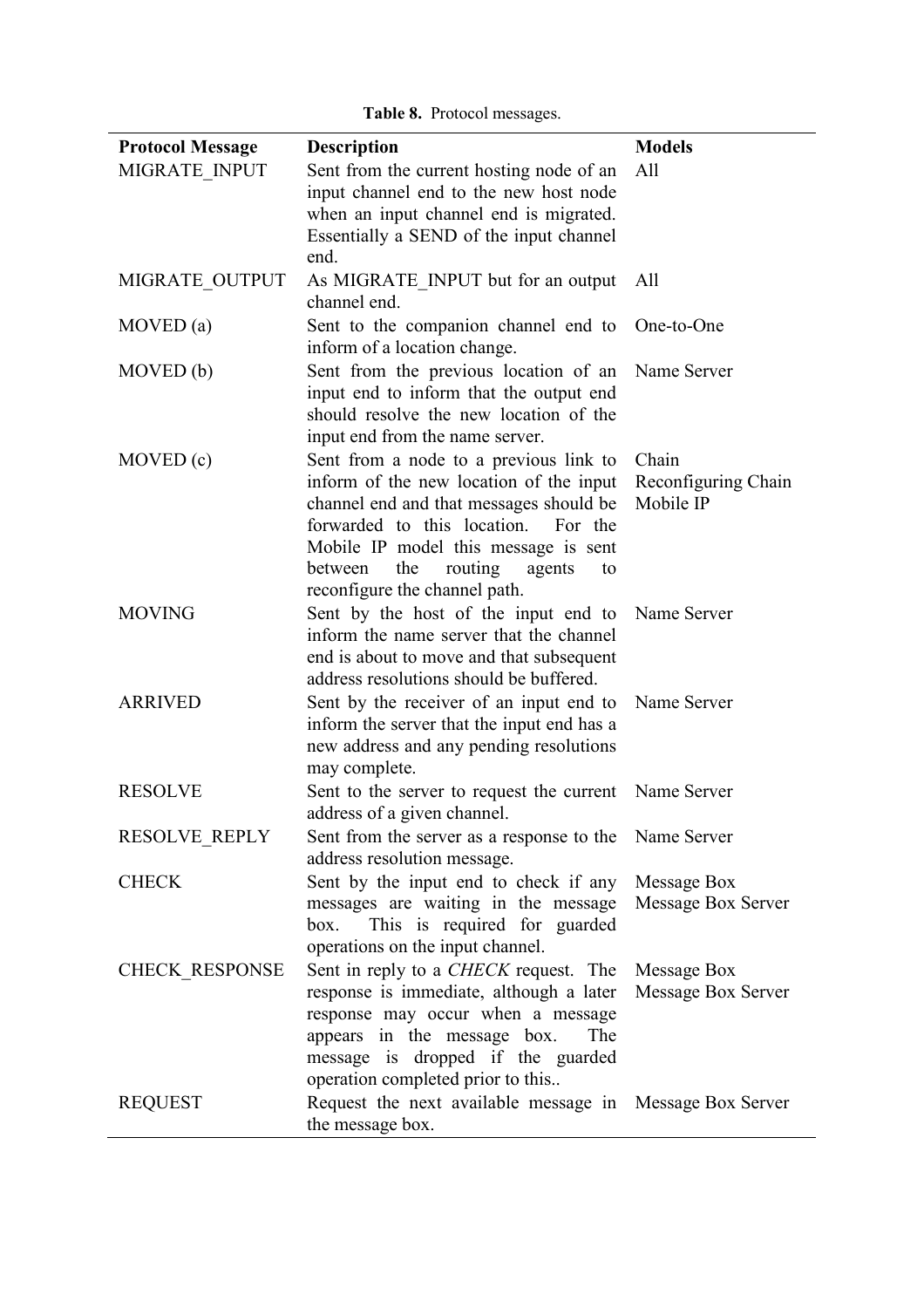**Table 8.** Protocol messages.

| Protocol Message | Description | Models |
|---|---|---|
| MIGRATE_INPUT | Sent from the current hosting node of an input channel end to the new host node when an input channel end is migrated. Essentially a SEND of the input channel end. | All |
| MIGRATE_OUTPUT | As MIGRATE_INPUT but for an output channel end. | All |
| MOVED (a) | Sent to the companion channel end to inform of a location change. | One-to-One |
| MOVED (b) | Sent from the previous location of an input end to inform that the output end should resolve the new location of the input end from the name server. | Name Server |
| MOVED (c) | Sent from a node to a previous link to inform of the new location of the input channel end and that messages should be forwarded to this location. For the Mobile IP model this message is sent between the routing agents to reconfigure the channel path. | Chain<br>Reconfiguring Chain<br>Mobile IP |
| MOVING | Sent by the host of the input end to inform the name server that the channel end is about to move and that subsequent address resolutions should be buffered. | Name Server |
| ARRIVED | Sent by the receiver of an input end to inform the server that the input end has a new address and any pending resolutions may complete. | Name Server |
| RESOLVE | Sent to the server to request the current address of a given channel. | Name Server |
| RESOLVE_REPLY | Sent from the server as a response to the address resolution message. | Name Server |
| CHECK | Sent by the input end to check if any messages are waiting in the message box. This is required for guarded operations on the input channel. | Message Box<br>Message Box Server |
| CHECK_RESPONSE | Sent in reply to a *CHECK* request. The response is immediate, although a later response may occur when a message appears in the message box. The message is dropped if the guarded operation completed prior to this.. | Message Box<br>Message Box Server |
| REQUEST | Request the next available message in the message box. | Message Box Server |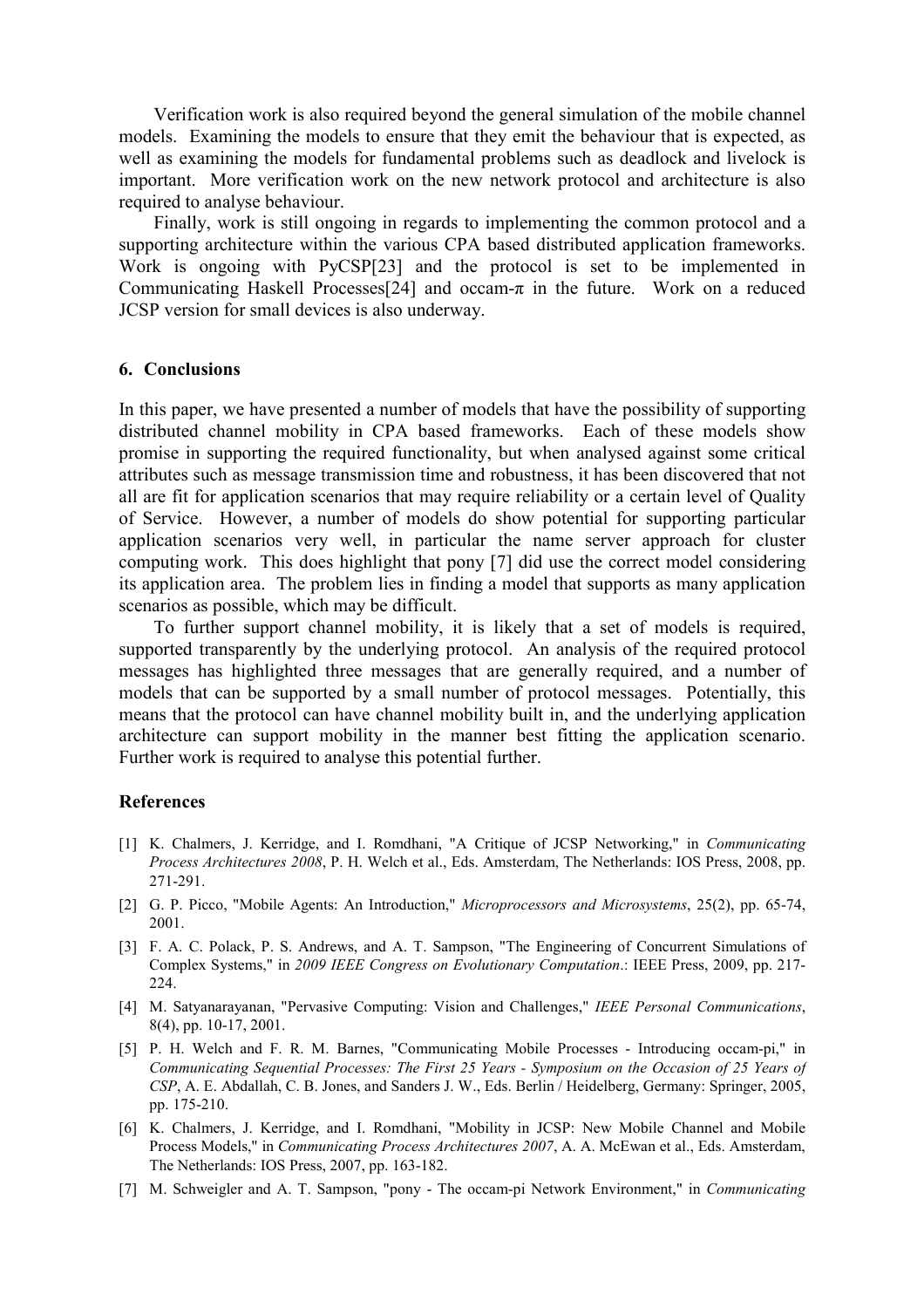Verification work is also required beyond the general simulation of the mobile channel models. Examining the models to ensure that they emit the behaviour that is expected, as well as examining the models for fundamental problems such as deadlock and livelock is important. More verification work on the new network protocol and architecture is also required to analyse behaviour.

Finally, work is still ongoing in regards to implementing the common protocol and a supporting architecture within the various CPA based distributed application frameworks. Work is ongoing with PyCSP[23] and the protocol is set to be implemented in Communicating Haskell Processes[24] and occam-π in the future. Work on a reduced JCSP version for small devices is also underway.

## 6. Conclusions

In this paper, we have presented a number of models that have the possibility of supporting distributed channel mobility in CPA based frameworks. Each of these models show promise in supporting the required functionality, but when analysed against some critical attributes such as message transmission time and robustness, it has been discovered that not all are fit for application scenarios that may require reliability or a certain level of Quality of Service. However, a number of models do show potential for supporting particular application scenarios very well, in particular the name server approach for cluster computing work. This does highlight that pony [7] did use the correct model considering its application area. The problem lies in finding a model that supports as many application scenarios as possible, which may be difficult.

To further support channel mobility, it is likely that a set of models is required, supported transparently by the underlying protocol. An analysis of the required protocol messages has highlighted three messages that are generally required, and a number of models that can be supported by a small number of protocol messages. Potentially, this means that the protocol can have channel mobility built in, and the underlying application architecture can support mobility in the manner best fitting the application scenario. Further work is required to analyse this potential further.

### References

[1] K. Chalmers, J. Kerridge, and I. Romdhani, "A Critique of JCSP Networking," in *Communicating Process Architectures 2008*, P. H. Welch et al., Eds. Amsterdam, The Netherlands: IOS Press, 2008, pp. 271-291.

[2] G. P. Picco, "Mobile Agents: An Introduction," *Microprocessors and Microsystems*, 25(2), pp. 65-74, 2001.

[3] F. A. C. Polack, P. S. Andrews, and A. T. Sampson, "The Engineering of Concurrent Simulations of Complex Systems," in *2009 IEEE Congress on Evolutionary Computation*.: IEEE Press, 2009, pp. 217-224.

[4] M. Satyanarayanan, "Pervasive Computing: Vision and Challenges," *IEEE Personal Communications*, 8(4), pp. 10-17, 2001.

[5] P. H. Welch and F. R. M. Barnes, "Communicating Mobile Processes - Introducing occam-pi," in *Communicating Sequential Processes: The First 25 Years - Symposium on the Occasion of 25 Years of CSP*, A. E. Abdallah, C. B. Jones, and Sanders J. W., Eds. Berlin / Heidelberg, Germany: Springer, 2005, pp. 175-210.

[6] K. Chalmers, J. Kerridge, and I. Romdhani, "Mobility in JCSP: New Mobile Channel and Mobile Process Models," in *Communicating Process Architectures 2007*, A. A. McEwan et al., Eds. Amsterdam, The Netherlands: IOS Press, 2007, pp. 163-182.

[7] M. Schweigler and A. T. Sampson, "pony - The occam-pi Network Environment," in *Communicating*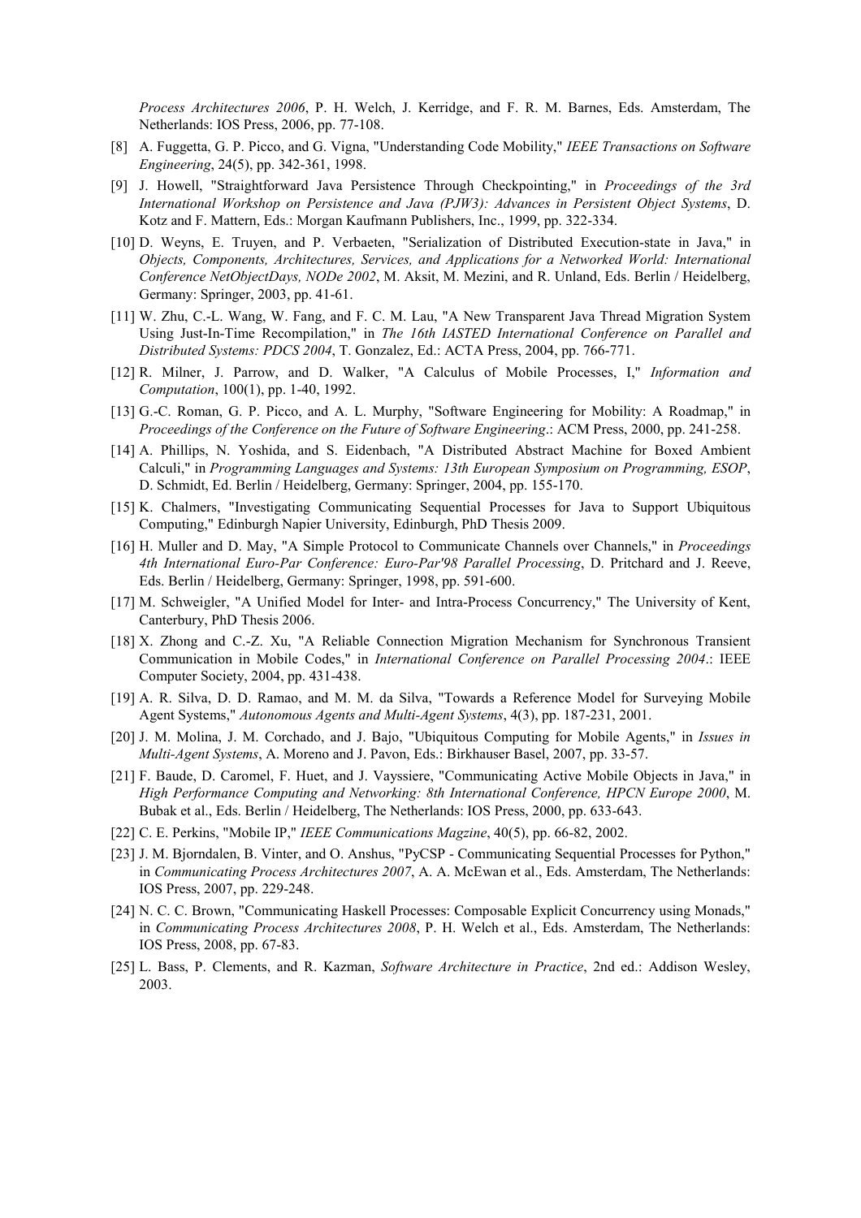*Process Architectures 2006*, P. H. Welch, J. Kerridge, and F. R. M. Barnes, Eds. Amsterdam, The Netherlands: IOS Press, 2006, pp. 77-108.

[8] A. Fuggetta, G. P. Picco, and G. Vigna, "Understanding Code Mobility," *IEEE Transactions on Software Engineering*, 24(5), pp. 342-361, 1998.

[9] J. Howell, "Straightforward Java Persistence Through Checkpointing," in *Proceedings of the 3rd International Workshop on Persistence and Java (PJW3): Advances in Persistent Object Systems*, D. Kotz and F. Mattern, Eds.: Morgan Kaufmann Publishers, Inc., 1999, pp. 322-334.

[10] D. Weyns, E. Truyen, and P. Verbaeten, "Serialization of Distributed Execution-state in Java," in *Objects, Components, Architectures, Services, and Applications for a Networked World: International Conference NetObjectDays, NODe 2002*, M. Aksit, M. Mezini, and R. Unland, Eds. Berlin / Heidelberg, Germany: Springer, 2003, pp. 41-61.

[11] W. Zhu, C.-L. Wang, W. Fang, and F. C. M. Lau, "A New Transparent Java Thread Migration System Using Just-In-Time Recompilation," in *The 16th IASTED International Conference on Parallel and Distributed Systems: PDCS 2004*, T. Gonzalez, Ed.: ACTA Press, 2004, pp. 766-771.

[12] R. Milner, J. Parrow, and D. Walker, "A Calculus of Mobile Processes, I," *Information and Computation*, 100(1), pp. 1-40, 1992.

[13] G.-C. Roman, G. P. Picco, and A. L. Murphy, "Software Engineering for Mobility: A Roadmap," in *Proceedings of the Conference on the Future of Software Engineering*.: ACM Press, 2000, pp. 241-258.

[14] A. Phillips, N. Yoshida, and S. Eidenbach, "A Distributed Abstract Machine for Boxed Ambient Calculi," in *Programming Languages and Systems: 13th European Symposium on Programming, ESOP*, D. Schmidt, Ed. Berlin / Heidelberg, Germany: Springer, 2004, pp. 155-170.

[15] K. Chalmers, "Investigating Communicating Sequential Processes for Java to Support Ubiquitous Computing," Edinburgh Napier University, Edinburgh, PhD Thesis 2009.

[16] H. Muller and D. May, "A Simple Protocol to Communicate Channels over Channels," in *Proceedings 4th International Euro-Par Conference: Euro-Par'98 Parallel Processing*, D. Pritchard and J. Reeve, Eds. Berlin / Heidelberg, Germany: Springer, 1998, pp. 591-600.

[17] M. Schweigler, "A Unified Model for Inter- and Intra-Process Concurrency," The University of Kent, Canterbury, PhD Thesis 2006.

[18] X. Zhong and C.-Z. Xu, "A Reliable Connection Migration Mechanism for Synchronous Transient Communication in Mobile Codes," in *International Conference on Parallel Processing 2004*.: IEEE Computer Society, 2004, pp. 431-438.

[19] A. R. Silva, D. D. Ramao, and M. M. da Silva, "Towards a Reference Model for Surveying Mobile Agent Systems," *Autonomous Agents and Multi-Agent Systems*, 4(3), pp. 187-231, 2001.

[20] J. M. Molina, J. M. Corchado, and J. Bajo, "Ubiquitous Computing for Mobile Agents," in *Issues in Multi-Agent Systems*, A. Moreno and J. Pavon, Eds.: Birkhauser Basel, 2007, pp. 33-57.

[21] F. Baude, D. Caromel, F. Huet, and J. Vayssiere, "Communicating Active Mobile Objects in Java," in *High Performance Computing and Networking: 8th International Conference, HPCN Europe 2000*, M. Bubak et al., Eds. Berlin / Heidelberg, The Netherlands: IOS Press, 2000, pp. 633-643.

[22] C. E. Perkins, "Mobile IP," *IEEE Communications Magzine*, 40(5), pp. 66-82, 2002.

[23] J. M. Bjorndalen, B. Vinter, and O. Anshus, "PyCSP - Communicating Sequential Processes for Python," in *Communicating Process Architectures 2007*, A. A. McEwan et al., Eds. Amsterdam, The Netherlands: IOS Press, 2007, pp. 229-248.

[24] N. C. C. Brown, "Communicating Haskell Processes: Composable Explicit Concurrency using Monads," in *Communicating Process Architectures 2008*, P. H. Welch et al., Eds. Amsterdam, The Netherlands: IOS Press, 2008, pp. 67-83.

[25] L. Bass, P. Clements, and R. Kazman, *Software Architecture in Practice*, 2nd ed.: Addison Wesley, 2003.